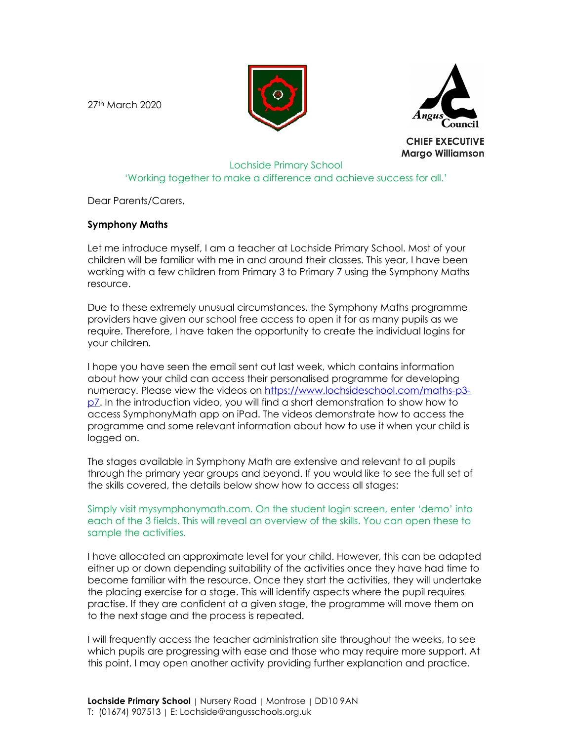27th March 2020

**CHIEF EXECUTIVE**
**Margo Williamson**

Lochside Primary School
'Working together to make a difference and achieve success for all.'

Dear Parents/Carers,

**Symphony Maths**

Let me introduce myself, I am a teacher at Lochside Primary School. Most of your children will be familiar with me in and around their classes. This year, I have been working with a few children from Primary 3 to Primary 7 using the Symphony Maths resource.

Due to these extremely unusual circumstances, the Symphony Maths programme providers have given our school free access to open it for as many pupils as we require. Therefore, I have taken the opportunity to create the individual logins for your children.

I hope you have seen the email sent out last week, which contains information about how your child can access their personalised programme for developing numeracy. Please view the videos on https://www.lochsideschool.com/maths-p3-p7. In the introduction video, you will find a short demonstration to show how to access SymphonyMath app on iPad. The videos demonstrate how to access the programme and some relevant information about how to use it when your child is logged on.

The stages available in Symphony Math are extensive and relevant to all pupils through the primary year groups and beyond. If you would like to see the full set of the skills covered, the details below show how to access all stages:

Simply visit mysymphonymath.com. On the student login screen, enter 'demo' into each of the 3 fields. This will reveal an overview of the skills. You can open these to sample the activities.

I have allocated an approximate level for your child. However, this can be adapted either up or down depending suitability of the activities once they have had time to become familiar with the resource. Once they start the activities, they will undertake the placing exercise for a stage. This will identify aspects where the pupil requires practise. If they are confident at a given stage, the programme will move them on to the next stage and the process is repeated.

I will frequently access the teacher administration site throughout the weeks, to see which pupils are progressing with ease and those who may require more support. At this point, I may open another activity providing further explanation and practice.

**Lochside Primary School** | Nursery Road | Montrose | DD10 9AN
T: (01674) 907513 | E: Lochside@angusschools.org.uk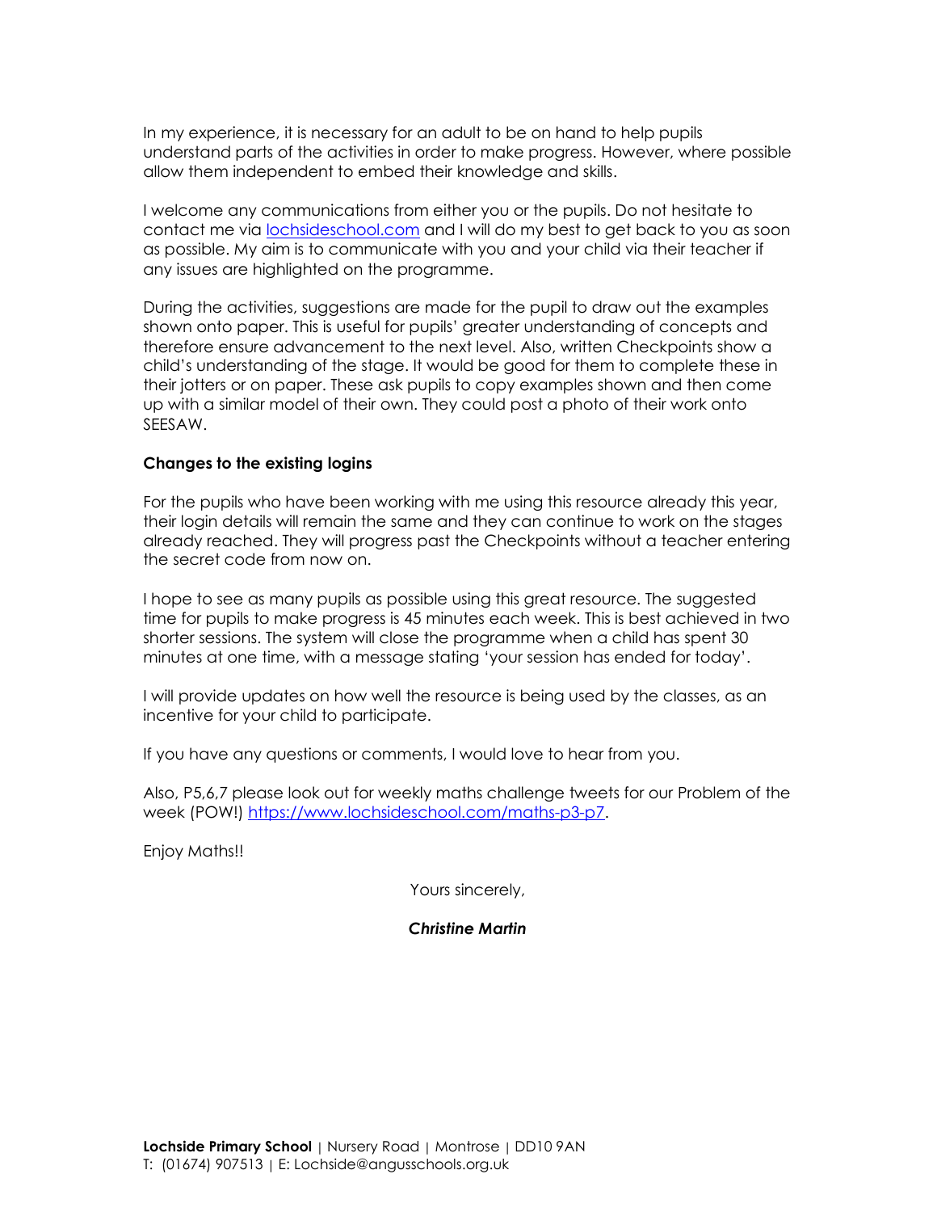In my experience, it is necessary for an adult to be on hand to help pupils understand parts of the activities in order to make progress. However, where possible allow them independent to embed their knowledge and skills.

I welcome any communications from either you or the pupils. Do not hesitate to contact me via [lochsideschool.com](lochsideschool.com) and I will do my best to get back to you as soon as possible. My aim is to communicate with you and your child via their teacher if any issues are highlighted on the programme.

During the activities, suggestions are made for the pupil to draw out the examples shown onto paper. This is useful for pupils' greater understanding of concepts and therefore ensure advancement to the next level. Also, written Checkpoints show a child's understanding of the stage. It would be good for them to complete these in their jotters or on paper. These ask pupils to copy examples shown and then come up with a similar model of their own. They could post a photo of their work onto SEESAW.

**Changes to the existing logins**

For the pupils who have been working with me using this resource already this year, their login details will remain the same and they can continue to work on the stages already reached. They will progress past the Checkpoints without a teacher entering the secret code from now on.

I hope to see as many pupils as possible using this great resource. The suggested time for pupils to make progress is 45 minutes each week. This is best achieved in two shorter sessions. The system will close the programme when a child has spent 30 minutes at one time, with a message stating 'your session has ended for today'.

I will provide updates on how well the resource is being used by the classes, as an incentive for your child to participate.

If you have any questions or comments, I would love to hear from you.

Also, P5,6,7 please look out for weekly maths challenge tweets for our Problem of the week (POW!) [https://www.lochsideschool.com/maths-p3-p7](https://www.lochsideschool.com/maths-p3-p7).

Enjoy Maths!!

Yours sincerely,

***Christine Martin***

**Lochside Primary School** | Nursery Road | Montrose | DD10 9AN
T: (01674) 907513 | E: Lochside@angusschools.org.uk